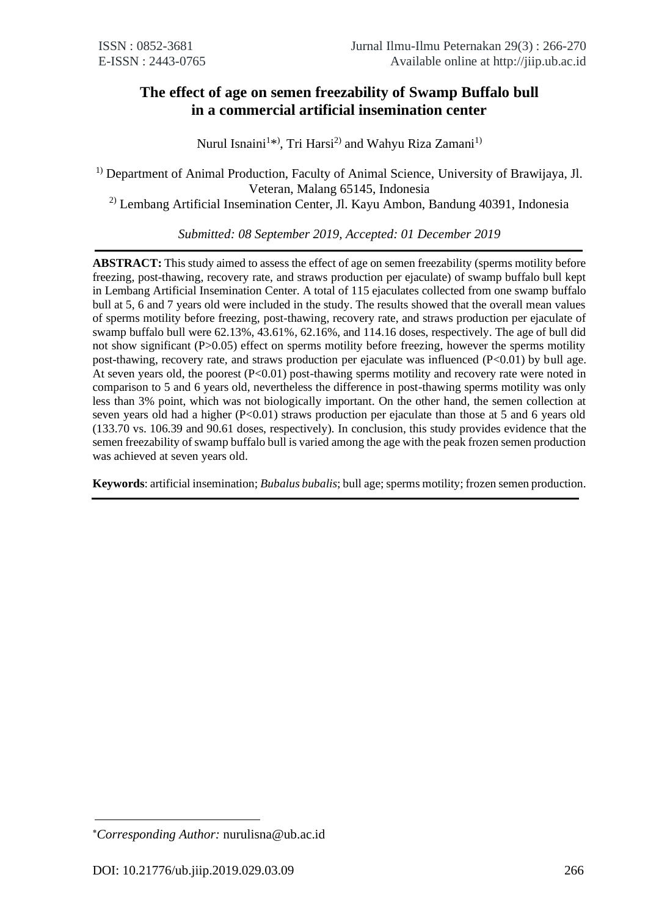# The effect of age on semen freezability of Swamp Buffalo bull in a commercial artificial insemination center

Nurul Isnaini[1*], Tri Harsi[2] and Wahyu Riza Zamani[1]

[1] Department of Animal Production, Faculty of Animal Science, University of Brawijaya, Jl. Veteran, Malang 65145, Indonesia

[2] Lembang Artificial Insemination Center, Jl. Kayu Ambon, Bandung 40391, Indonesia

*Submitted: 08 September 2019, Accepted: 01 December 2019*

---

**ABSTRACT:** This study aimed to assess the effect of age on semen freezability (sperms motility before freezing, post-thawing, recovery rate, and straws production per ejaculate) of swamp buffalo bull kept in Lembang Artificial Insemination Center. A total of 115 ejaculates collected from one swamp buffalo bull at 5, 6 and 7 years old were included in the study. The results showed that the overall mean values of sperms motility before freezing, post-thawing, recovery rate, and straws production per ejaculate of swamp buffalo bull were 62.13%, 43.61%, 62.16%, and 114.16 doses, respectively. The age of bull did not show significant ($P>0.05$) effect on sperms motility before freezing, however the sperms motility post-thawing, recovery rate, and straws production per ejaculate was influenced ($P<0.01$) by bull age. At seven years old, the poorest ($P<0.01$) post-thawing sperms motility and recovery rate were noted in comparison to 5 and 6 years old, nevertheless the difference in post-thawing sperms motility was only less than 3% point, which was not biologically important. On the other hand, the semen collection at seven years old had a higher ($P<0.01$) straws production per ejaculate than those at 5 and 6 years old (133.70 vs. 106.39 and 90.61 doses, respectively). In conclusion, this study provides evidence that the semen freezability of swamp buffalo bull is varied among the age with the peak frozen semen production was achieved at seven years old.

**Keywords**: artificial insemination; *Bubalus bubalis*; bull age; sperms motility; frozen semen production.

---

*Corresponding Author:* nurulisna@ub.ac.id

DOI: 10.21776/ub.jiip.2019.029.03.09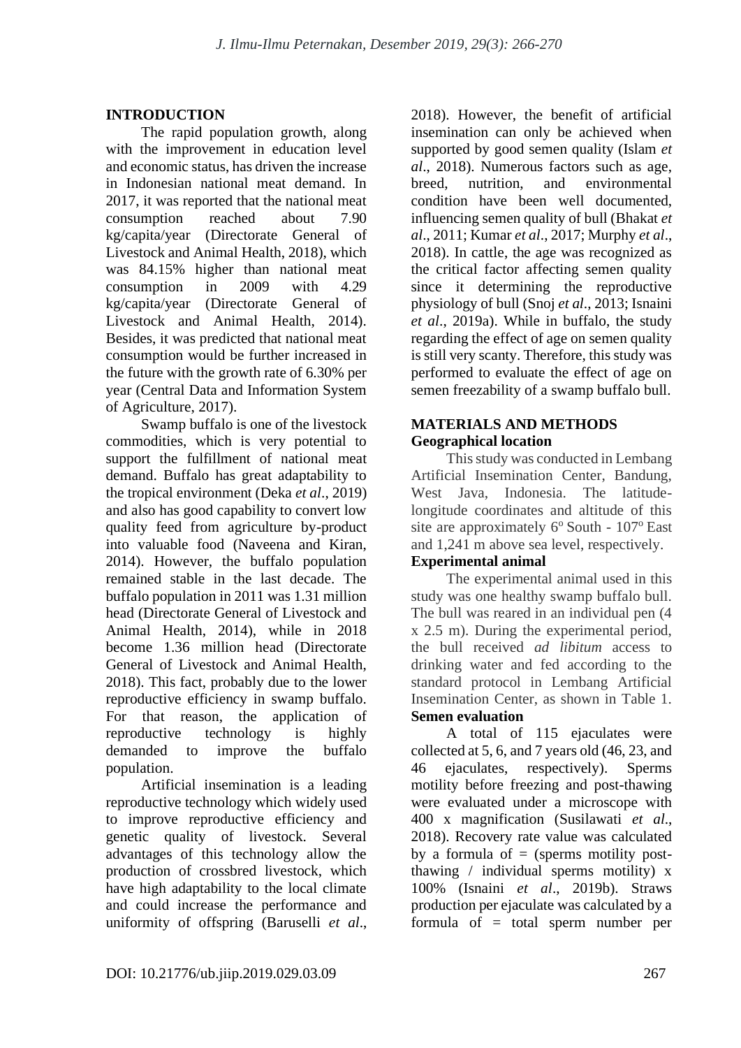## INTRODUCTION

The rapid population growth, along with the improvement in education level and economic status, has driven the increase in Indonesian national meat demand. In 2017, it was reported that the national meat consumption reached about 7.90 kg/capita/year (Directorate General of Livestock and Animal Health, 2018), which was 84.15% higher than national meat consumption in 2009 with 4.29 kg/capita/year (Directorate General of Livestock and Animal Health, 2014). Besides, it was predicted that national meat consumption would be further increased in the future with the growth rate of 6.30% per year (Central Data and Information System of Agriculture, 2017).

Swamp buffalo is one of the livestock commodities, which is very potential to support the fulfillment of national meat demand. Buffalo has great adaptability to the tropical environment (Deka *et al*., 2019) and also has good capability to convert low quality feed from agriculture by-product into valuable food (Naveena and Kiran, 2014). However, the buffalo population remained stable in the last decade. The buffalo population in 2011 was 1.31 million head (Directorate General of Livestock and Animal Health, 2014), while in 2018 become 1.36 million head (Directorate General of Livestock and Animal Health, 2018). This fact, probably due to the lower reproductive efficiency in swamp buffalo. For that reason, the application of reproductive technology is highly demanded to improve the buffalo population.

Artificial insemination is a leading reproductive technology which widely used to improve reproductive efficiency and genetic quality of livestock. Several advantages of this technology allow the production of crossbred livestock, which have high adaptability to the local climate and could increase the performance and uniformity of offspring (Baruselli *et al*., 2018). However, the benefit of artificial insemination can only be achieved when supported by good semen quality (Islam *et al*., 2018). Numerous factors such as age, breed, nutrition, and environmental condition have been well documented, influencing semen quality of bull (Bhakat *et al*., 2011; Kumar *et al*., 2017; Murphy *et al*., 2018). In cattle, the age was recognized as the critical factor affecting semen quality since it determining the reproductive physiology of bull (Snoj *et al*., 2013; Isnaini *et al*., 2019a). While in buffalo, the study regarding the effect of age on semen quality is still very scanty. Therefore, this study was performed to evaluate the effect of age on semen freezability of a swamp buffalo bull.

## MATERIALS AND METHODS

### Geographical location

This study was conducted in Lembang Artificial Insemination Center, Bandung, West Java, Indonesia. The latitude-longitude coordinates and altitude of this site are approximately 6$^o$ South - 107$^o$ East and 1,241 m above sea level, respectively.

### Experimental animal

The experimental animal used in this study was one healthy swamp buffalo bull. The bull was reared in an individual pen (4 x 2.5 m). During the experimental period, the bull received *ad libitum* access to drinking water and fed according to the standard protocol in Lembang Artificial Insemination Center, as shown in Table 1.

### Semen evaluation

A total of 115 ejaculates were collected at 5, 6, and 7 years old (46, 23, and 46 ejaculates, respectively). Sperms motility before freezing and post-thawing were evaluated under a microscope with 400 x magnification (Susilawati *et al*., 2018). Recovery rate value was calculated by a formula of = (sperms motility post-thawing / individual sperms motility) x 100% (Isnaini *et al*., 2019b). Straws production per ejaculate was calculated by a formula of = total sperm number per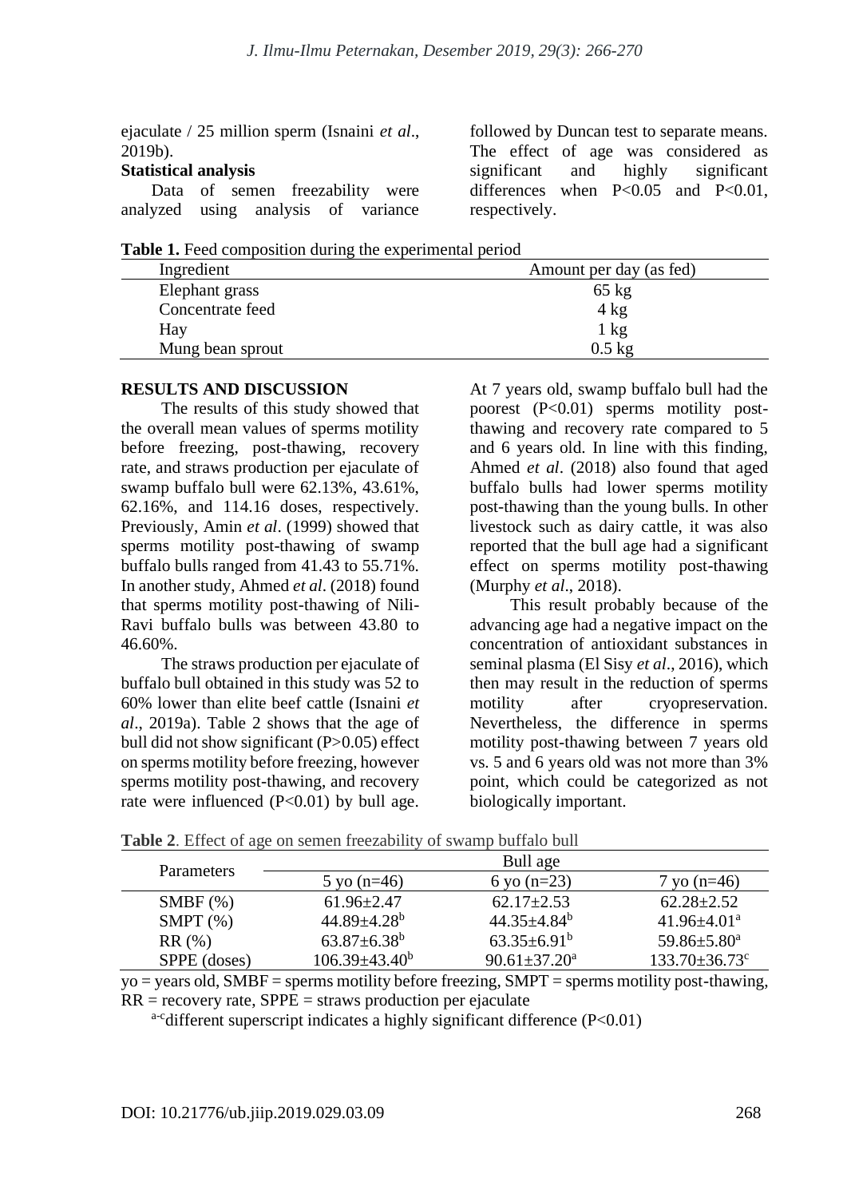ejaculate / 25 million sperm (Isnaini *et al*., 2019b).

**Statistical analysis**

Data of semen freezability were analyzed using analysis of variance followed by Duncan test to separate means. The effect of age was considered as significant and highly significant differences when P<0.05 and P<0.01, respectively.

**Table 1.** Feed composition during the experimental period

| Ingredient | Amount per day (as fed) |
|---|---|
| Elephant grass | 65 kg |
| Concentrate feed | 4 kg |
| Hay | 1 kg |
| Mung bean sprout | 0.5 kg |

**RESULTS AND DISCUSSION**

The results of this study showed that the overall mean values of sperms motility before freezing, post-thawing, recovery rate, and straws production per ejaculate of swamp buffalo bull were 62.13%, 43.61%, 62.16%, and 114.16 doses, respectively. Previously, Amin *et al*. (1999) showed that sperms motility post-thawing of swamp buffalo bulls ranged from 41.43 to 55.71%. In another study, Ahmed *et al*. (2018) found that sperms motility post-thawing of Nili-Ravi buffalo bulls was between 43.80 to 46.60%.

The straws production per ejaculate of buffalo bull obtained in this study was 52 to 60% lower than elite beef cattle (Isnaini *et al*., 2019a). Table 2 shows that the age of bull did not show significant (P>0.05) effect on sperms motility before freezing, however sperms motility post-thawing, and recovery rate were influenced (P<0.01) by bull age. At 7 years old, swamp buffalo bull had the poorest (P<0.01) sperms motility post-thawing and recovery rate compared to 5 and 6 years old. In line with this finding, Ahmed *et al*. (2018) also found that aged buffalo bulls had lower sperms motility post-thawing than the young bulls. In other livestock such as dairy cattle, it was also reported that the bull age had a significant effect on sperms motility post-thawing (Murphy *et al*., 2018).

This result probably because of the advancing age had a negative impact on the concentration of antioxidant substances in seminal plasma (El Sisy *et al*., 2016), which then may result in the reduction of sperms motility after cryopreservation. Nevertheless, the difference in sperms motility post-thawing between 7 years old vs. 5 and 6 years old was not more than 3% point, which could be categorized as not biologically important.

**Table 2**. Effect of age on semen freezability of swamp buffalo bull

| Parameters | Bull age | | |
|---|---|---|---|
| | 5 yo (n=46) | 6 yo (n=23) | 7 yo (n=46) |
| SMBF (%) | 61.96±2.47 | 62.17±2.53 | 62.28±2.52 |
| SMPT (%) | 44.89±4.28$^{b}$ | 44.35±4.84$^{b}$ | 41.96±4.01$^{a}$ |
| RR (%) | 63.87±6.38$^{b}$ | 63.35±6.91$^{b}$ | 59.86±5.80$^{a}$ |
| SPPE (doses) | 106.39±43.40$^{b}$ | 90.61±37.20$^{a}$ | 133.70±36.73$^{c}$ |

yo = years old, SMBF = sperms motility before freezing, SMPT = sperms motility post-thawing, RR = recovery rate, SPPE = straws production per ejaculate

$^{a\text{-}c}$different superscript indicates a highly significant difference (P<0.01)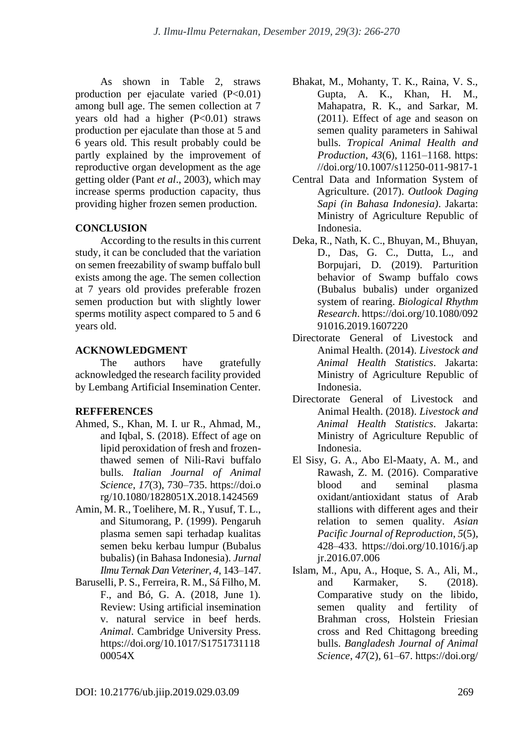As shown in Table 2, straws production per ejaculate varied ($P<0.01$) among bull age. The semen collection at 7 years old had a higher ($P<0.01$) straws production per ejaculate than those at 5 and 6 years old. This result probably could be partly explained by the improvement of reproductive organ development as the age getting older (Pant *et al*., 2003), which may increase sperms production capacity, thus providing higher frozen semen production.

## CONCLUSION

According to the results in this current study, it can be concluded that the variation on semen freezability of swamp buffalo bull exists among the age. The semen collection at 7 years old provides preferable frozen semen production but with slightly lower sperms motility aspect compared to 5 and 6 years old.

## ACKNOWLEDGMENT

The authors have gratefully acknowledged the research facility provided by Lembang Artificial Insemination Center.

## REFFERENCES

Ahmed, S., Khan, M. I. ur R., Ahmad, M., and Iqbal, S. (2018). Effect of age on lipid peroxidation of fresh and frozen-thawed semen of Nili-Ravi buffalo bulls. *Italian Journal of Animal Science*, *17*(3), 730–735. https://doi.org/10.1080/1828051X.2018.1424569

Amin, M. R., Toelihere, M. R., Yusuf, T. L., and Situmorang, P. (1999). Pengaruh plasma semen sapi terhadap kualitas semen beku kerbau lumpur (Bubalus bubalis) (in Bahasa Indonesia). *Jurnal Ilmu Ternak Dan Veteriner*, *4*, 143–147.

Baruselli, P. S., Ferreira, R. M., Sá Filho, M. F., and Bó, G. A. (2018, June 1). Review: Using artificial insemination v. natural service in beef herds. *Animal*. Cambridge University Press. https://doi.org/10.1017/S175173111800054X

Bhakat, M., Mohanty, T. K., Raina, V. S., Gupta, A. K., Khan, H. M., Mahapatra, R. K., and Sarkar, M. (2011). Effect of age and season on semen quality parameters in Sahiwal bulls. *Tropical Animal Health and Production*, *43*(6), 1161–1168. https://doi.org/10.1007/s11250-011-9817-1

Central Data and Information System of Agriculture. (2017). *Outlook Daging Sapi (in Bahasa Indonesia)*. Jakarta: Ministry of Agriculture Republic of Indonesia.

Deka, R., Nath, K. C., Bhuyan, M., Bhuyan, D., Das, G. C., Dutta, L., and Borpujari, D. (2019). Parturition behavior of Swamp buffalo cows (Bubalus bubalis) under organized system of rearing. *Biological Rhythm Research*. https://doi.org/10.1080/09291016.2019.1607220

Directorate General of Livestock and Animal Health. (2014). *Livestock and Animal Health Statistics*. Jakarta: Ministry of Agriculture Republic of Indonesia.

Directorate General of Livestock and Animal Health. (2018). *Livestock and Animal Health Statistics*. Jakarta: Ministry of Agriculture Republic of Indonesia.

El Sisy, G. A., Abo El-Maaty, A. M., and Rawash, Z. M. (2016). Comparative blood and seminal plasma oxidant/antioxidant status of Arab stallions with different ages and their relation to semen quality. *Asian Pacific Journal of Reproduction*, *5*(5), 428–433. https://doi.org/10.1016/j.apjr.2016.07.006

Islam, M., Apu, A., Hoque, S. A., Ali, M., and Karmaker, S. (2018). Comparative study on the libido, semen quality and fertility of Brahman cross, Holstein Friesian cross and Red Chittagong breeding bulls. *Bangladesh Journal of Animal Science*, *47*(2), 61–67. https://doi.org/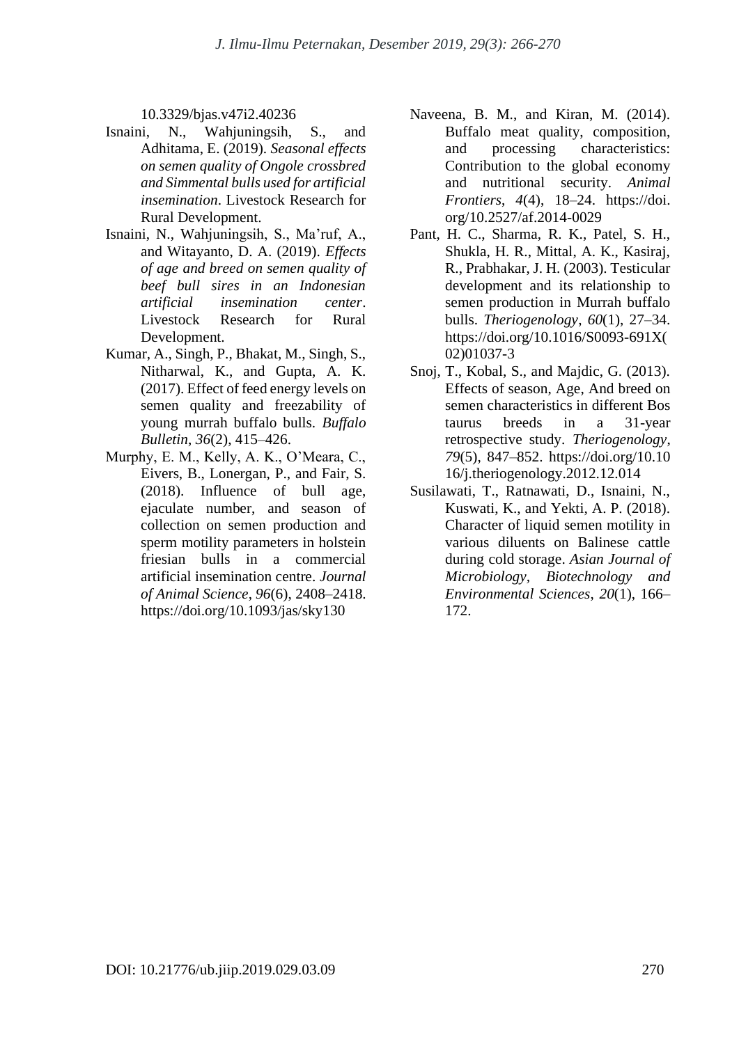10.3329/bjas.v47i2.40236

Isnaini, N., Wahjuningsih, S., and Adhitama, E. (2019). *Seasonal effects on semen quality of Ongole crossbred and Simmental bulls used for artificial insemination*. Livestock Research for Rural Development.

Isnaini, N., Wahjuningsih, S., Ma'ruf, A., and Witayanto, D. A. (2019). *Effects of age and breed on semen quality of beef bull sires in an Indonesian artificial insemination center*. Livestock Research for Rural Development.

Kumar, A., Singh, P., Bhakat, M., Singh, S., Nitharwal, K., and Gupta, A. K. (2017). Effect of feed energy levels on semen quality and freezability of young murrah buffalo bulls. *Buffalo Bulletin*, *36*(2), 415–426.

Murphy, E. M., Kelly, A. K., O'Meara, C., Eivers, B., Lonergan, P., and Fair, S. (2018). Influence of bull age, ejaculate number, and season of collection on semen production and sperm motility parameters in holstein friesian bulls in a commercial artificial insemination centre. *Journal of Animal Science*, *96*(6), 2408–2418. https://doi.org/10.1093/jas/sky130

Naveena, B. M., and Kiran, M. (2014). Buffalo meat quality, composition, and processing characteristics: Contribution to the global economy and nutritional security. *Animal Frontiers*, *4*(4), 18–24. https://doi.org/10.2527/af.2014-0029

Pant, H. C., Sharma, R. K., Patel, S. H., Shukla, H. R., Mittal, A. K., Kasiraj, R., Prabhakar, J. H. (2003). Testicular development and its relationship to semen production in Murrah buffalo bulls. *Theriogenology*, *60*(1), 27–34. https://doi.org/10.1016/S0093-691X(02)01037-3

Snoj, T., Kobal, S., and Majdic, G. (2013). Effects of season, Age, And breed on semen characteristics in different Bos taurus breeds in a 31-year retrospective study. *Theriogenology*, *79*(5), 847–852. https://doi.org/10.1016/j.theriogenology.2012.12.014

Susilawati, T., Ratnawati, D., Isnaini, N., Kuswati, K., and Yekti, A. P. (2018). Character of liquid semen motility in various diluents on Balinese cattle during cold storage. *Asian Journal of Microbiology, Biotechnology and Environmental Sciences*, *20*(1), 166–172.